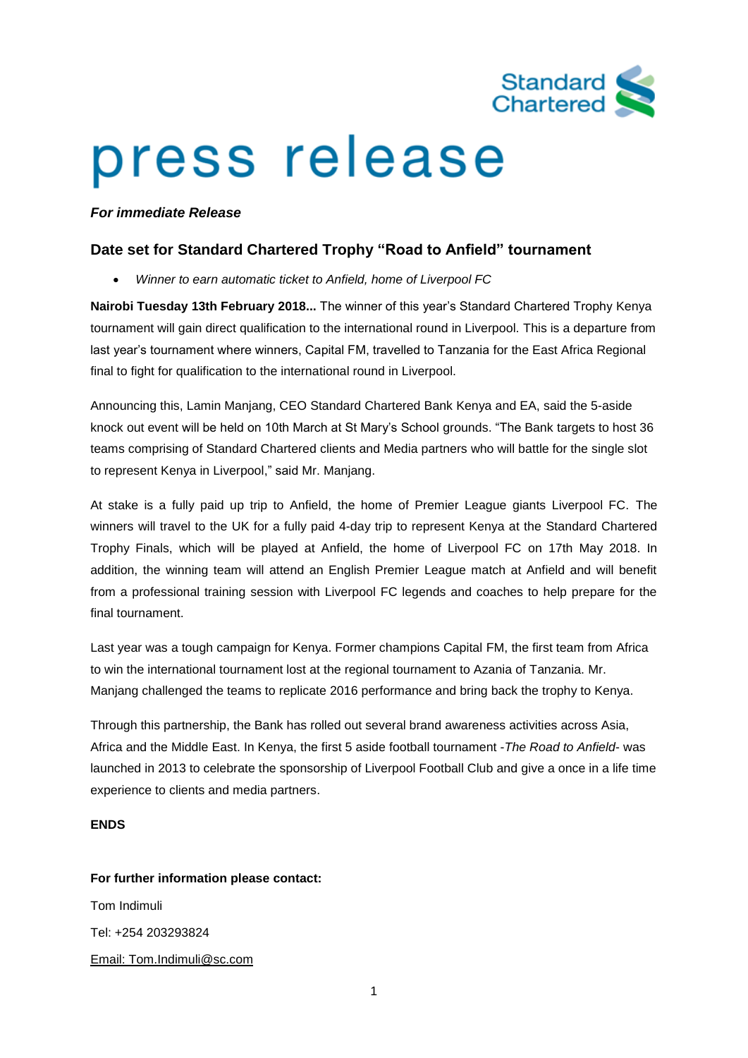# press release

***For immediate Release***

## Date set for Standard Chartered Trophy "Road to Anfield" tournament

- *Winner to earn automatic ticket to Anfield, home of Liverpool FC*

**Nairobi Tuesday 13th February 2018...** The winner of this year's Standard Chartered Trophy Kenya tournament will gain direct qualification to the international round in Liverpool. This is a departure from last year's tournament where winners, Capital FM, travelled to Tanzania for the East Africa Regional final to fight for qualification to the international round in Liverpool.

Announcing this, Lamin Manjang, CEO Standard Chartered Bank Kenya and EA, said the 5-aside knock out event will be held on 10th March at St Mary's School grounds. "The Bank targets to host 36 teams comprising of Standard Chartered clients and Media partners who will battle for the single slot to represent Kenya in Liverpool," said Mr. Manjang.

At stake is a fully paid up trip to Anfield, the home of Premier League giants Liverpool FC. The winners will travel to the UK for a fully paid 4-day trip to represent Kenya at the Standard Chartered Trophy Finals, which will be played at Anfield, the home of Liverpool FC on 17th May 2018. In addition, the winning team will attend an English Premier League match at Anfield and will benefit from a professional training session with Liverpool FC legends and coaches to help prepare for the final tournament.

Last year was a tough campaign for Kenya. Former champions Capital FM, the first team from Africa to win the international tournament lost at the regional tournament to Azania of Tanzania. Mr. Manjang challenged the teams to replicate 2016 performance and bring back the trophy to Kenya.

Through this partnership, the Bank has rolled out several brand awareness activities across Asia, Africa and the Middle East. In Kenya, the first 5 aside football tournament -*The Road to Anfield*- was launched in 2013 to celebrate the sponsorship of Liverpool Football Club and give a once in a life time experience to clients and media partners.

**ENDS**

**For further information please contact:**

Tom Indimuli

Tel: +254 203293824

Email: Tom.Indimuli@sc.com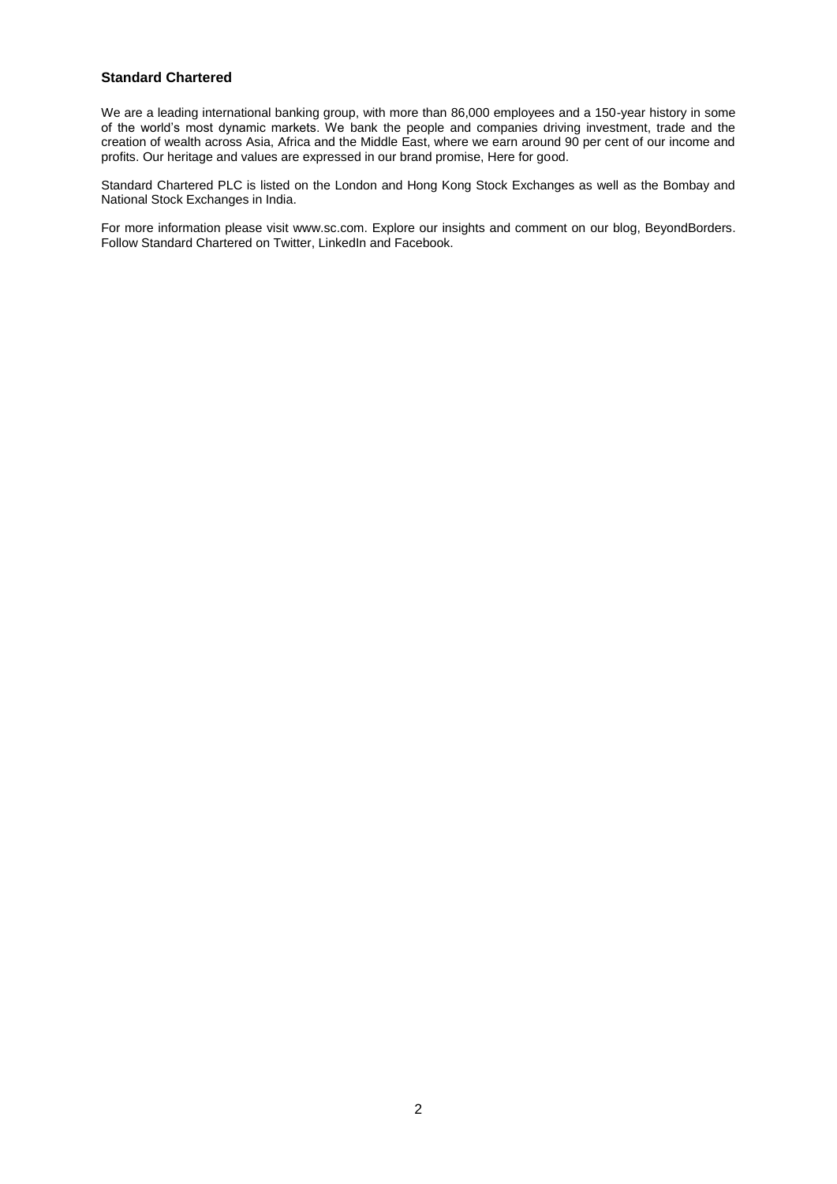**Standard Chartered**

We are a leading international banking group, with more than 86,000 employees and a 150-year history in some of the world's most dynamic markets. We bank the people and companies driving investment, trade and the creation of wealth across Asia, Africa and the Middle East, where we earn around 90 per cent of our income and profits. Our heritage and values are expressed in our brand promise, Here for good.

Standard Chartered PLC is listed on the London and Hong Kong Stock Exchanges as well as the Bombay and National Stock Exchanges in India.

For more information please visit www.sc.com. Explore our insights and comment on our blog, BeyondBorders. Follow Standard Chartered on Twitter, LinkedIn and Facebook.